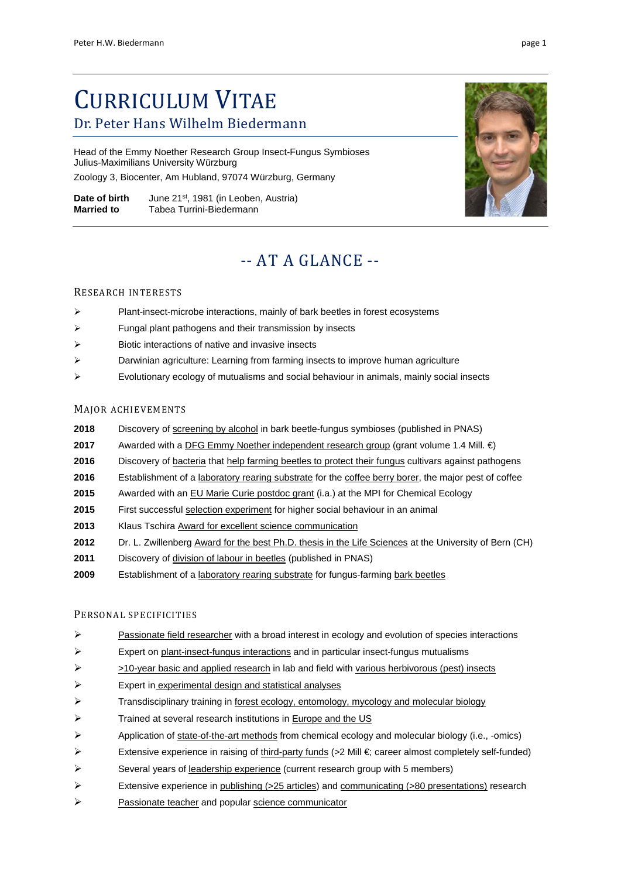# CURRICULUM VITAE

## Dr. Peter Hans Wilhelm Biedermann

Head of the Emmy Noether Research Group Insect-Fungus Symbioses
Julius-Maximilians University Würzburg
Zoology 3, Biocenter, Am Hubland, 97074 Würzburg, Germany

**Date of birth** June 21st, 1981 (in Leoben, Austria)
**Married to** Tabea Turrini-Biedermann

## -- AT A GLANCE --

### RESEARCH INTERESTS

- Plant-insect-microbe interactions, mainly of bark beetles in forest ecosystems
- Fungal plant pathogens and their transmission by insects
- Biotic interactions of native and invasive insects
- Darwinian agriculture: Learning from farming insects to improve human agriculture
- Evolutionary ecology of mutualisms and social behaviour in animals, mainly social insects

### MAJOR ACHIEVEMENTS

**2018** Discovery of screening by alcohol in bark beetle-fungus symbioses (published in PNAS)
**2017** Awarded with a DFG Emmy Noether independent research group (grant volume 1.4 Mill. €)
**2016** Discovery of bacteria that help farming beetles to protect their fungus cultivars against pathogens
**2016** Establishment of a laboratory rearing substrate for the coffee berry borer, the major pest of coffee
**2015** Awarded with an EU Marie Curie postdoc grant (i.a.) at the MPI for Chemical Ecology
**2015** First successful selection experiment for higher social behaviour in an animal
**2013** Klaus Tschira Award for excellent science communication
**2012** Dr. L. Zwillenberg Award for the best Ph.D. thesis in the Life Sciences at the University of Bern (CH)
**2011** Discovery of division of labour in beetles (published in PNAS)
**2009** Establishment of a laboratory rearing substrate for fungus-farming bark beetles

### PERSONAL SPECIFICITIES

- Passionate field researcher with a broad interest in ecology and evolution of species interactions
- Expert on plant-insect-fungus interactions and in particular insect-fungus mutualisms
- >10-year basic and applied research in lab and field with various herbivorous (pest) insects
- Expert in experimental design and statistical analyses
- Transdisciplinary training in forest ecology, entomology, mycology and molecular biology
- Trained at several research institutions in Europe and the US
- Application of state-of-the-art methods from chemical ecology and molecular biology (i.e., -omics)
- Extensive experience in raising of third-party funds (>2 Mill €; career almost completely self-funded)
- Several years of leadership experience (current research group with 5 members)
- Extensive experience in publishing (>25 articles) and communicating (>80 presentations) research
- Passionate teacher and popular science communicator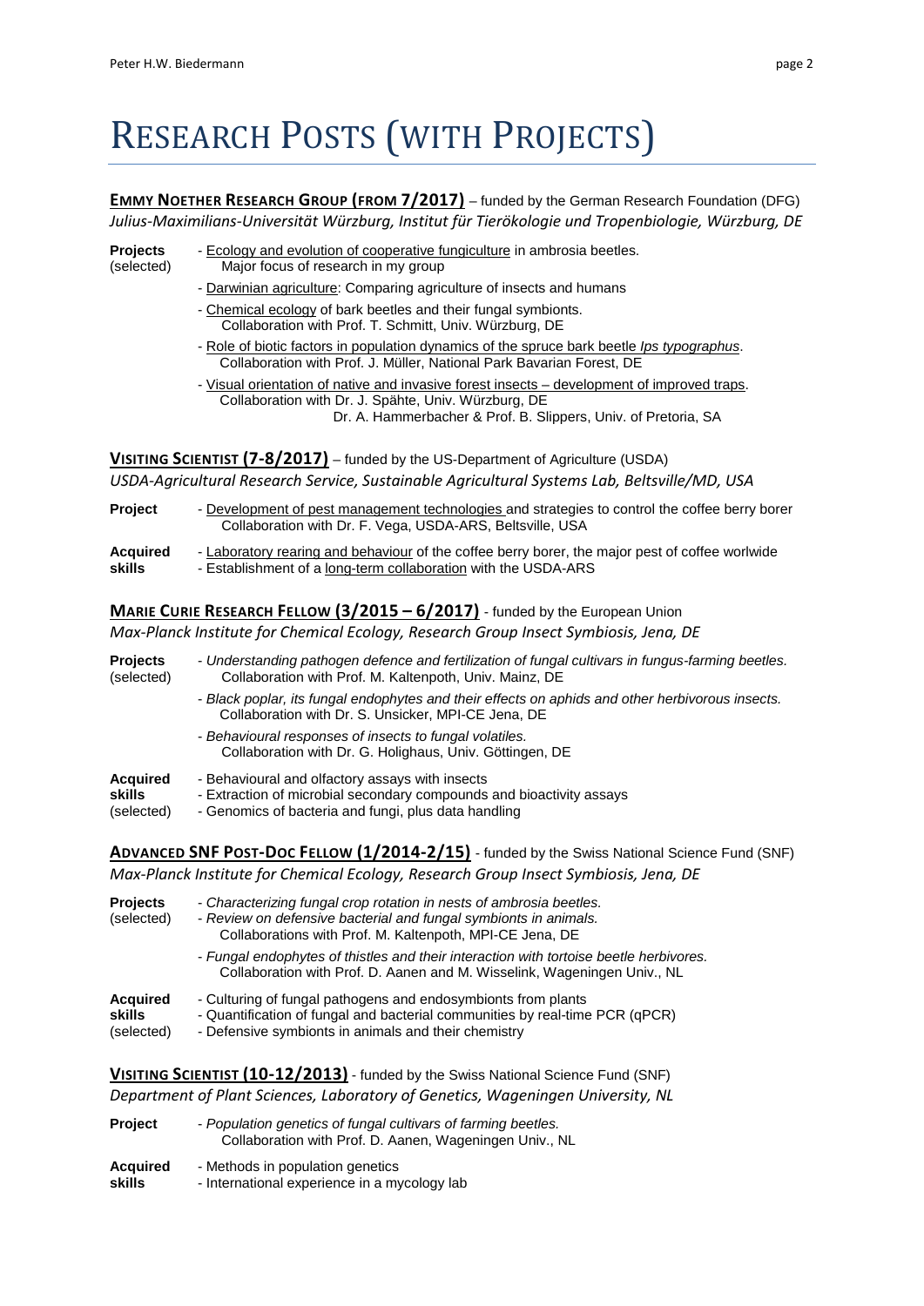# Research Posts (with Projects)

**<u>Emmy Noether Research Group (from 7/2017)</u>** – funded by the German Research Foundation (DFG)
*Julius-Maximilians-Universität Würzburg, Institut für Tierökologie und Tropenbiologie, Würzburg, DE*

**Projects** (selected)
- <u>Ecology and evolution of cooperative fungiculture</u> in ambrosia beetles.
  Major focus of research in my group
- <u>Darwinian agriculture</u>: Comparing agriculture of insects and humans
- <u>Chemical ecology</u> of bark beetles and their fungal symbionts.
  Collaboration with Prof. T. Schmitt, Univ. Würzburg, DE
- <u>Role of biotic factors in population dynamics of the spruce bark beetle *Ips typographus*</u>.
  Collaboration with Prof. J. Müller, National Park Bavarian Forest, DE
- <u>Visual orientation of native and invasive forest insects – development of improved traps</u>.
  Collaboration with Dr. J. Spähte, Univ. Würzburg, DE
  Dr. A. Hammerbacher & Prof. B. Slippers, Univ. of Pretoria, SA

**<u>Visiting Scientist (7-8/2017)</u>** – funded by the US-Department of Agriculture (USDA)
*USDA-Agricultural Research Service, Sustainable Agricultural Systems Lab, Beltsville/MD, USA*

**Project**
- <u>Development of pest management technologies</u> and strategies to control the coffee berry borer
  Collaboration with Dr. F. Vega, USDA-ARS, Beltsville, USA

**Acquired skills**
- <u>Laboratory rearing and behaviour</u> of the coffee berry borer, the major pest of coffee worlwide
- Establishment of a <u>long-term collaboration</u> with the USDA-ARS

**<u>Marie Curie Research Fellow (3/2015 – 6/2017)</u>** - funded by the European Union
*Max-Planck Institute for Chemical Ecology, Research Group Insect Symbiosis, Jena, DE*

**Projects** (selected)
- *Understanding pathogen defence and fertilization of fungal cultivars in fungus-farming beetles.*
  Collaboration with Prof. M. Kaltenpoth, Univ. Mainz, DE
- *Black poplar, its fungal endophytes and their effects on aphids and other herbivorous insects.*
  Collaboration with Dr. S. Unsicker, MPI-CE Jena, DE
- *Behavioural responses of insects to fungal volatiles.*
  Collaboration with Dr. G. Holighaus, Univ. Göttingen, DE

**Acquired skills** (selected)
- Behavioural and olfactory assays with insects
- Extraction of microbial secondary compounds and bioactivity assays
- Genomics of bacteria and fungi, plus data handling

**<u>Advanced SNF Post-Doc Fellow (1/2014-2/15)</u>** - funded by the Swiss National Science Fund (SNF)
*Max-Planck Institute for Chemical Ecology, Research Group Insect Symbiosis, Jena, DE*

**Projects** (selected)
- *Characterizing fungal crop rotation in nests of ambrosia beetles.*
- *Review on defensive bacterial and fungal symbionts in animals.*
  Collaborations with Prof. M. Kaltenpoth, MPI-CE Jena, DE
- *Fungal endophytes of thistles and their interaction with tortoise beetle herbivores.*
  Collaboration with Prof. D. Aanen and M. Wisselink, Wageningen Univ., NL

**Acquired skills** (selected)
- Culturing of fungal pathogens and endosymbionts from plants
- Quantification of fungal and bacterial communities by real-time PCR (qPCR)
- Defensive symbionts in animals and their chemistry

**<u>Visiting Scientist (10-12/2013)</u>** - funded by the Swiss National Science Fund (SNF)
*Department of Plant Sciences, Laboratory of Genetics, Wageningen University, NL*

**Project**
- *Population genetics of fungal cultivars of farming beetles.*
  Collaboration with Prof. D. Aanen, Wageningen Univ., NL

**Acquired skills**
- Methods in population genetics
- International experience in a mycology lab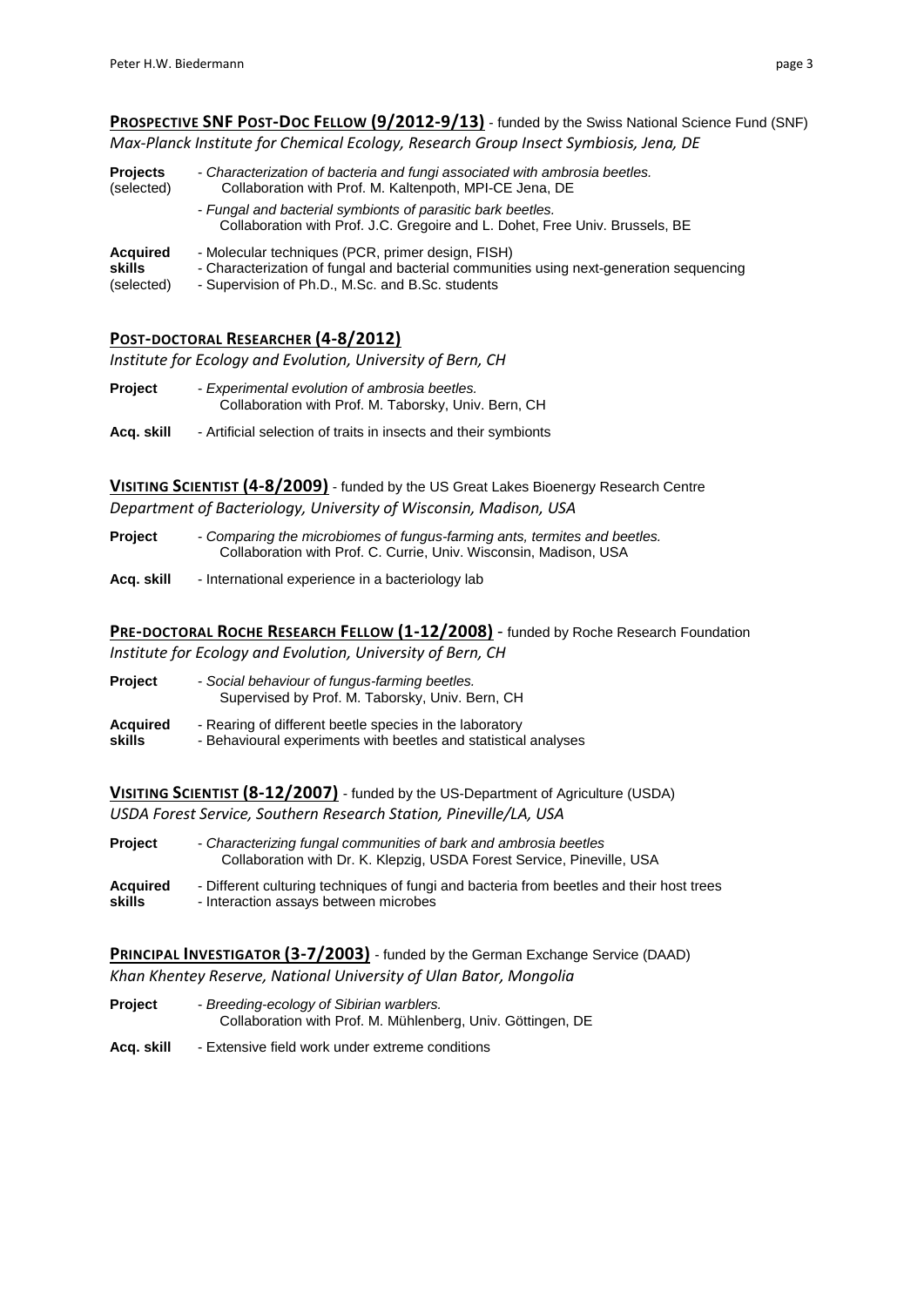**PROSPECTIVE SNF POST-DOC FELLOW (9/2012-9/13)** - funded by the Swiss National Science Fund (SNF)
*Max-Planck Institute for Chemical Ecology, Research Group Insect Symbiosis, Jena, DE*

**Projects** (selected)
- *Characterization of bacteria and fungi associated with ambrosia beetles.* Collaboration with Prof. M. Kaltenpoth, MPI-CE Jena, DE
- *Fungal and bacterial symbionts of parasitic bark beetles.* Collaboration with Prof. J.C. Gregoire and L. Dohet, Free Univ. Brussels, BE

**Acquired skills** (selected)
- Molecular techniques (PCR, primer design, FISH)
- Characterization of fungal and bacterial communities using next-generation sequencing
- Supervision of Ph.D., M.Sc. and B.Sc. students

**POST-DOCTORAL RESEARCHER (4-8/2012)**
*Institute for Ecology and Evolution, University of Bern, CH*

**Project**
- *Experimental evolution of ambrosia beetles.* Collaboration with Prof. M. Taborsky, Univ. Bern, CH

**Acq. skill**
- Artificial selection of traits in insects and their symbionts

**VISITING SCIENTIST (4-8/2009)** - funded by the US Great Lakes Bioenergy Research Centre
*Department of Bacteriology, University of Wisconsin, Madison, USA*

**Project**
- *Comparing the microbiomes of fungus-farming ants, termites and beetles.* Collaboration with Prof. C. Currie, Univ. Wisconsin, Madison, USA

**Acq. skill**
- International experience in a bacteriology lab

**PRE-DOCTORAL ROCHE RESEARCH FELLOW (1-12/2008)** - funded by Roche Research Foundation
*Institute for Ecology and Evolution, University of Bern, CH*

**Project**
- *Social behaviour of fungus-farming beetles.* Supervised by Prof. M. Taborsky, Univ. Bern, CH

**Acquired skills**
- Rearing of different beetle species in the laboratory
- Behavioural experiments with beetles and statistical analyses

**VISITING SCIENTIST (8-12/2007)** - funded by the US-Department of Agriculture (USDA)
*USDA Forest Service, Southern Research Station, Pineville/LA, USA*

**Project**
- *Characterizing fungal communities of bark and ambrosia beetles* Collaboration with Dr. K. Klepzig, USDA Forest Service, Pineville, USA

**Acquired skills**
- Different culturing techniques of fungi and bacteria from beetles and their host trees
- Interaction assays between microbes

**PRINCIPAL INVESTIGATOR (3-7/2003)** - funded by the German Exchange Service (DAAD)
*Khan Khentey Reserve, National University of Ulan Bator, Mongolia*

**Project**
- *Breeding-ecology of Sibirian warblers.* Collaboration with Prof. M. Mühlenberg, Univ. Göttingen, DE

**Acq. skill**
- Extensive field work under extreme conditions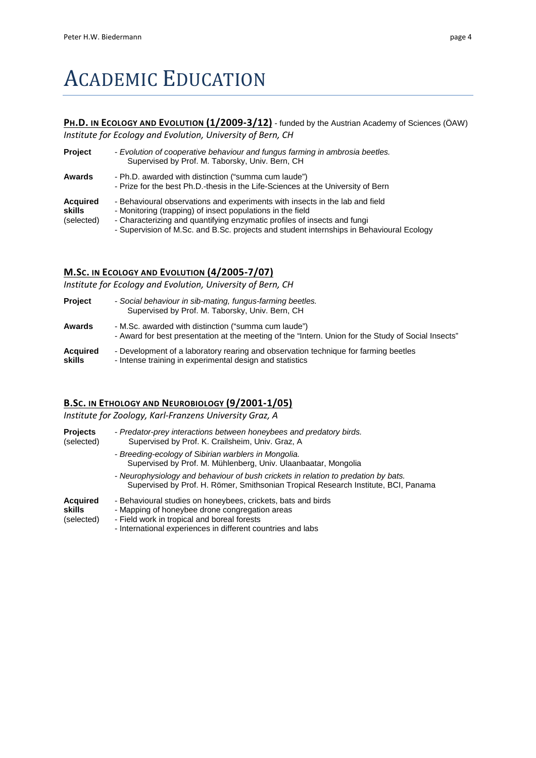# Academic Education

## Ph.D. in Ecology and Evolution (1/2009-3/12) - funded by the Austrian Academy of Sciences (ÖAW)

*Institute for Ecology and Evolution, University of Bern, CH*

**Project**
- *Evolution of cooperative behaviour and fungus farming in ambrosia beetles.*
  Supervised by Prof. M. Taborsky, Univ. Bern, CH

**Awards**
- Ph.D. awarded with distinction ("summa cum laude")
- Prize for the best Ph.D.-thesis in the Life-Sciences at the University of Bern

**Acquired skills** (selected)
- Behavioural observations and experiments with insects in the lab and field
- Monitoring (trapping) of insect populations in the field
- Characterizing and quantifying enzymatic profiles of insects and fungi
- Supervision of M.Sc. and B.Sc. projects and student internships in Behavioural Ecology

## M.Sc. in Ecology and Evolution (4/2005-7/07)

*Institute for Ecology and Evolution, University of Bern, CH*

**Project**
- *Social behaviour in sib-mating, fungus-farming beetles.*
  Supervised by Prof. M. Taborsky, Univ. Bern, CH

**Awards**
- M.Sc. awarded with distinction ("summa cum laude")
- Award for best presentation at the meeting of the "Intern. Union for the Study of Social Insects"

**Acquired skills**
- Development of a laboratory rearing and observation technique for farming beetles
- Intense training in experimental design and statistics

## B.Sc. in Ethology and Neurobiology (9/2001-1/05)

*Institute for Zoology, Karl-Franzens University Graz, A*

**Projects** (selected)
- *Predator-prey interactions between honeybees and predatory birds.*
  Supervised by Prof. K. Crailsheim, Univ. Graz, A
- *Breeding-ecology of Sibirian warblers in Mongolia.*
  Supervised by Prof. M. Mühlenberg, Univ. Ulaanbaatar, Mongolia
- *Neurophysiology and behaviour of bush crickets in relation to predation by bats.*
  Supervised by Prof. H. Römer, Smithsonian Tropical Research Institute, BCI, Panama

**Acquired skills** (selected)
- Behavioural studies on honeybees, crickets, bats and birds
- Mapping of honeybee drone congregation areas
- Field work in tropical and boreal forests
- International experiences in different countries and labs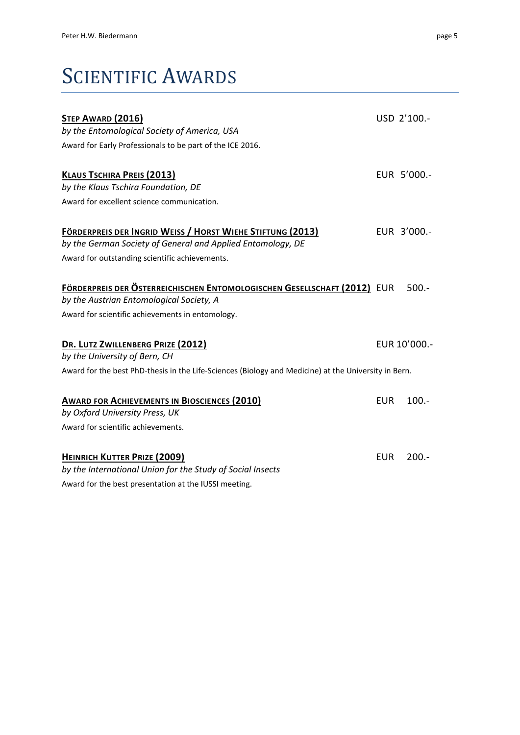# Scientific Awards

**STEP AWARD (2016)** USD 2'100.-
*by the Entomological Society of America, USA*
Award for Early Professionals to be part of the ICE 2016.

**KLAUS TSCHIRA PREIS (2013)** EUR 5'000.-
*by the Klaus Tschira Foundation, DE*
Award for excellent science communication.

**FÖRDERPREIS DER INGRID WEISS / HORST WIEHE STIFTUNG (2013)** EUR 3'000.-
*by the German Society of General and Applied Entomology, DE*
Award for outstanding scientific achievements.

**FÖRDERPREIS DER ÖSTERREICHISCHEN ENTOMOLOGISCHEN GESELLSCHAFT (2012)** EUR 500.-
*by the Austrian Entomological Society, A*
Award for scientific achievements in entomology.

**DR. LUTZ ZWILLENBERG PRIZE (2012)** EUR 10'000.-
*by the University of Bern, CH*
Award for the best PhD-thesis in the Life-Sciences (Biology and Medicine) at the University in Bern.

**AWARD FOR ACHIEVEMENTS IN BIOSCIENCES (2010)** EUR 100.-
*by Oxford University Press, UK*
Award for scientific achievements.

**HEINRICH KUTTER PRIZE (2009)** EUR 200.-
*by the International Union for the Study of Social Insects*
Award for the best presentation at the IUSSI meeting.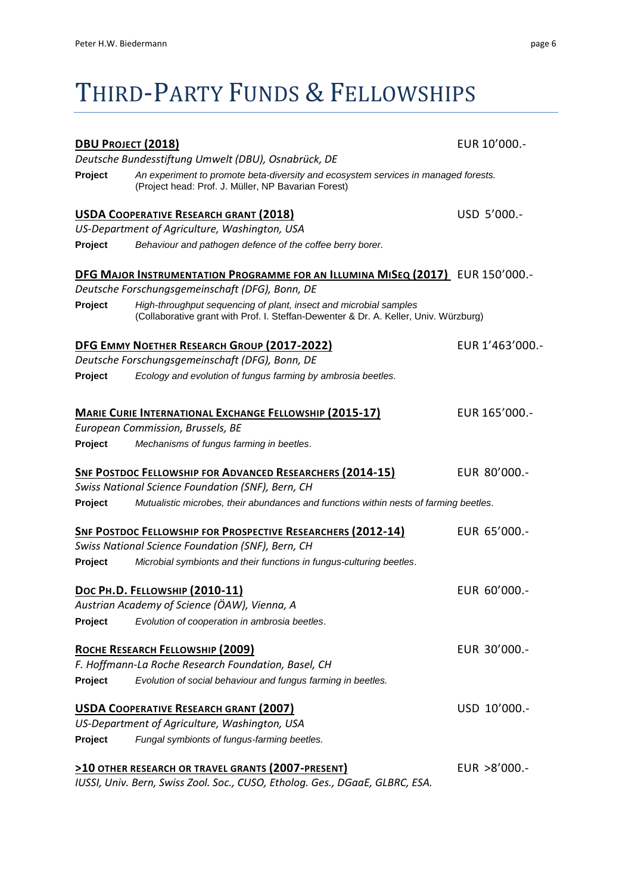# Third-Party Funds & Fellowships

**DBU Project (2018)** EUR 10'000.-

*Deutsche Bundesstiftung Umwelt (DBU), Osnabrück, DE*

**Project** *An experiment to promote beta-diversity and ecosystem services in managed forests.* (Project head: Prof. J. Müller, NP Bavarian Forest)

**USDA Cooperative Research Grant (2018)** USD 5'000.-

*US-Department of Agriculture, Washington, USA*

**Project** *Behaviour and pathogen defence of the coffee berry borer.*

**DFG Major Instrumentation Programme for an Illumina MiSeq (2017)** EUR 150'000.-

*Deutsche Forschungsgemeinschaft (DFG), Bonn, DE*

**Project** *High-throughput sequencing of plant, insect and microbial samples* (Collaborative grant with Prof. I. Steffan-Dewenter & Dr. A. Keller, Univ. Würzburg)

**DFG Emmy Noether Research Group (2017-2022)** EUR 1'463'000.-

*Deutsche Forschungsgemeinschaft (DFG), Bonn, DE*

**Project** *Ecology and evolution of fungus farming by ambrosia beetles.*

**Marie Curie International Exchange Fellowship (2015-17)** EUR 165'000.-

*European Commission, Brussels, BE*

**Project** *Mechanisms of fungus farming in beetles.*

**SNF Postdoc Fellowship for Advanced Researchers (2014-15)** EUR 80'000.-

*Swiss National Science Foundation (SNF), Bern, CH*

**Project** *Mutualistic microbes, their abundances and functions within nests of farming beetles.*

**SNF Postdoc Fellowship for Prospective Researchers (2012-14)** EUR 65'000.-

*Swiss National Science Foundation (SNF), Bern, CH*

**Project** *Microbial symbionts and their functions in fungus-culturing beetles.*

**Doc Ph.D. Fellowship (2010-11)** EUR 60'000.-

*Austrian Academy of Science (ÖAW), Vienna, A*

**Project** *Evolution of cooperation in ambrosia beetles.*

**Roche Research Fellowship (2009)** EUR 30'000.-

*F. Hoffmann-La Roche Research Foundation, Basel, CH*

**Project** *Evolution of social behaviour and fungus farming in beetles.*

**USDA Cooperative Research Grant (2007)** USD 10'000.-

*US-Department of Agriculture, Washington, USA*

**Project** *Fungal symbionts of fungus-farming beetles.*

**>10 Other Research or Travel Grants (2007-present)** EUR >8'000.-

*IUSSI, Univ. Bern, Swiss Zool. Soc., CUSO, Etholog. Ges., DGaaE, GLBRC, ESA.*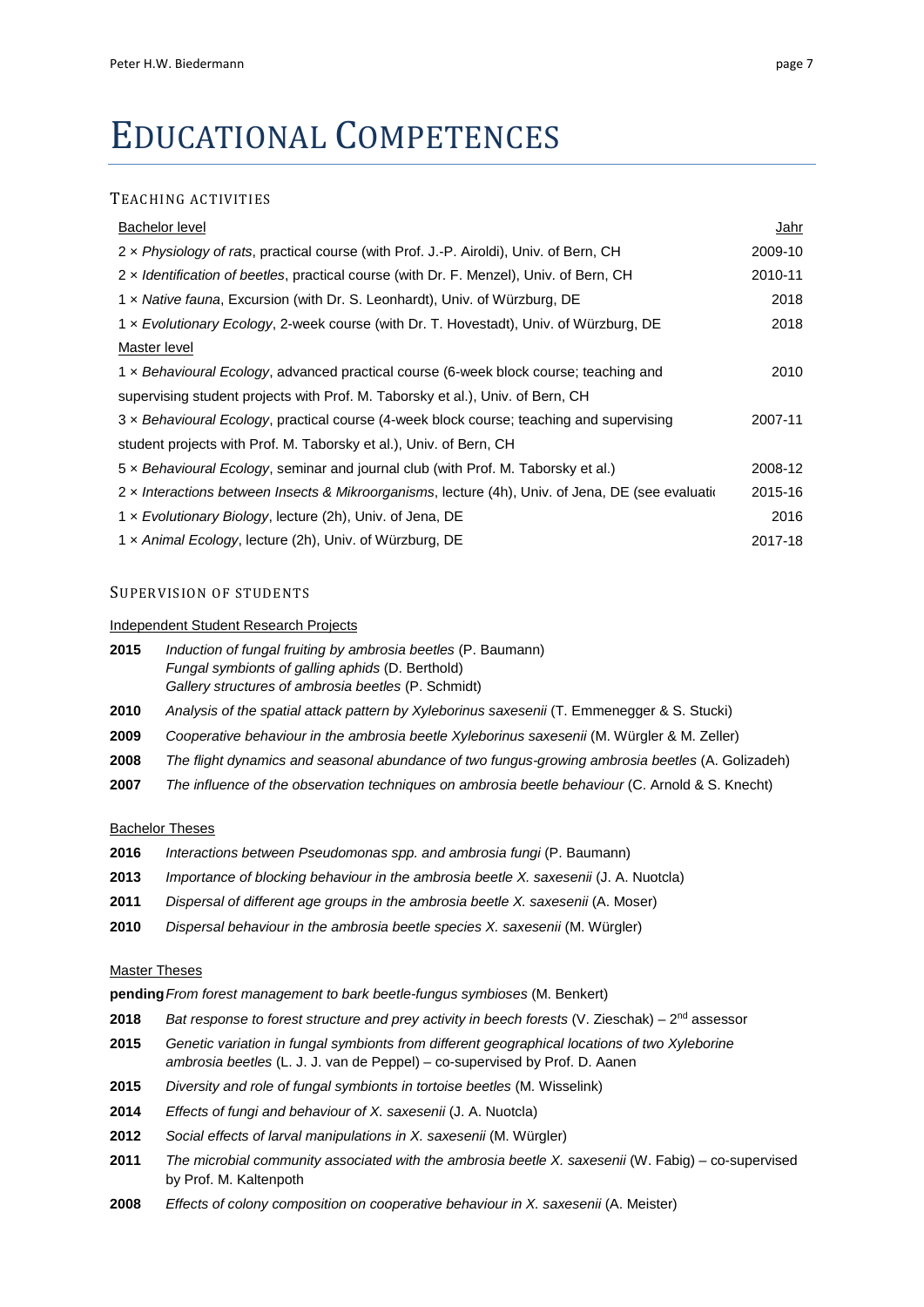# EDUCATIONAL COMPETENCES

## TEACHING ACTIVITIES

| Bachelor level | Jahr |
|---|---|
| 2 × *Physiology of rats*, practical course (with Prof. J.-P. Airoldi), Univ. of Bern, CH | 2009-10 |
| 2 × *Identification of beetles*, practical course (with Dr. F. Menzel), Univ. of Bern, CH | 2010-11 |
| 1 × *Native fauna*, Excursion (with Dr. S. Leonhardt), Univ. of Würzburg, DE | 2018 |
| 1 × *Evolutionary Ecology*, 2-week course (with Dr. T. Hovestadt), Univ. of Würzburg, DE | 2018 |
| Master level | |
| 1 × *Behavioural Ecology*, advanced practical course (6-week block course; teaching and supervising student projects with Prof. M. Taborsky et al.), Univ. of Bern, CH | 2010 |
| 3 × *Behavioural Ecology*, practical course (4-week block course; teaching and supervising student projects with Prof. M. Taborsky et al.), Univ. of Bern, CH | 2007-11 |
| 5 × *Behavioural Ecology*, seminar and journal club (with Prof. M. Taborsky et al.) | 2008-12 |
| 2 × *Interactions between Insects & Mikroorganisms*, lecture (4h), Univ. of Jena, DE (see evaluatio | 2015-16 |
| 1 × *Evolutionary Biology*, lecture (2h), Univ. of Jena, DE | 2016 |
| 1 × *Animal Ecology*, lecture (2h), Univ. of Würzburg, DE | 2017-18 |

## SUPERVISION OF STUDENTS

Independent Student Research Projects

**2015** *Induction of fungal fruiting by ambrosia beetles* (P. Baumann)
*Fungal symbionts of galling aphids* (D. Berthold)
*Gallery structures of ambrosia beetles* (P. Schmidt)

**2010** *Analysis of the spatial attack pattern by Xyleborinus saxesenii* (T. Emmenegger & S. Stucki)

**2009** *Cooperative behaviour in the ambrosia beetle Xyleborinus saxesenii* (M. Würgler & M. Zeller)

**2008** *The flight dynamics and seasonal abundance of two fungus-growing ambrosia beetles* (A. Golizadeh)

**2007** *The influence of the observation techniques on ambrosia beetle behaviour* (C. Arnold & S. Knecht)

Bachelor Theses

**2016** *Interactions between Pseudomonas spp. and ambrosia fungi* (P. Baumann)

**2013** *Importance of blocking behaviour in the ambrosia beetle X. saxesenii* (J. A. Nuotcla)

**2011** *Dispersal of different age groups in the ambrosia beetle X. saxesenii* (A. Moser)

**2010** *Dispersal behaviour in the ambrosia beetle species X. saxesenii* (M. Würgler)

Master Theses

**pending** *From forest management to bark beetle-fungus symbioses* (M. Benkert)

**2018** *Bat response to forest structure and prey activity in beech forests* (V. Zieschak) – 2nd assessor

**2015** *Genetic variation in fungal symbionts from different geographical locations of two Xyleborine ambrosia beetles* (L. J. J. van de Peppel) – co-supervised by Prof. D. Aanen

**2015** *Diversity and role of fungal symbionts in tortoise beetles* (M. Wisselink)

**2014** *Effects of fungi and behaviour of X. saxesenii* (J. A. Nuotcla)

**2012** *Social effects of larval manipulations in X. saxesenii* (M. Würgler)

**2011** *The microbial community associated with the ambrosia beetle X. saxesenii* (W. Fabig) – co-supervised by Prof. M. Kaltenpoth

**2008** *Effects of colony composition on cooperative behaviour in X. saxesenii* (A. Meister)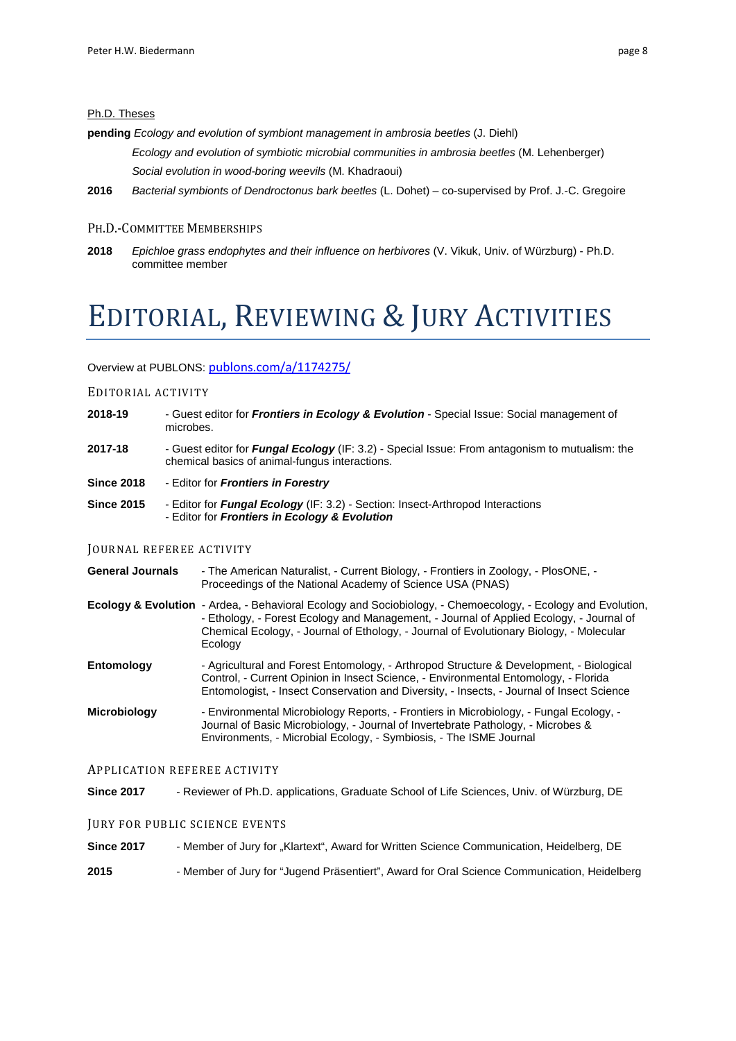Ph.D. Theses

**pending** *Ecology and evolution of symbiont management in ambrosia beetles* (J. Diehl)

*Ecology and evolution of symbiotic microbial communities in ambrosia beetles* (M. Lehenberger)

*Social evolution in wood-boring weevils* (M. Khadraoui)

**2016** *Bacterial symbionts of Dendroctonus bark beetles* (L. Dohet) – co-supervised by Prof. J.-C. Gregoire

### Ph.D.-Committee Memberships

**2018** *Epichloe grass endophytes and their influence on herbivores* (V. Vikuk, Univ. of Würzburg) - Ph.D. committee member

# Editorial, Reviewing & Jury Activities

Overview at PUBLONS: publons.com/a/1174275/

### Editorial Activity

**2018-19** - Guest editor for ***Frontiers in Ecology & Evolution*** - Special Issue: Social management of microbes.

**2017-18** - Guest editor for ***Fungal Ecology*** (IF: 3.2) - Special Issue: From antagonism to mutualism: the chemical basics of animal-fungus interactions.

**Since 2018** - Editor for ***Frontiers in Forestry***

**Since 2015** - Editor for ***Fungal Ecology*** (IF: 3.2) - Section: Insect-Arthropod Interactions
- Editor for ***Frontiers in Ecology & Evolution***

### Journal Referee Activity

**General Journals** - The American Naturalist, - Current Biology, - Frontiers in Zoology, - PlosONE, - Proceedings of the National Academy of Science USA (PNAS)

**Ecology & Evolution** - Ardea, - Behavioral Ecology and Sociobiology, - Chemoecology, - Ecology and Evolution, - Ethology, - Forest Ecology and Management, - Journal of Applied Ecology, - Journal of Chemical Ecology, - Journal of Ethology, - Journal of Evolutionary Biology, - Molecular Ecology

**Entomology** - Agricultural and Forest Entomology, - Arthropod Structure & Development, - Biological Control, - Current Opinion in Insect Science, - Environmental Entomology, - Florida Entomologist, - Insect Conservation and Diversity, - Insects, - Journal of Insect Science

**Microbiology** - Environmental Microbiology Reports, - Frontiers in Microbiology, - Fungal Ecology, - Journal of Basic Microbiology, - Journal of Invertebrate Pathology, - Microbes & Environments, - Microbial Ecology, - Symbiosis, - The ISME Journal

### Application Referee Activity

**Since 2017** - Reviewer of Ph.D. applications, Graduate School of Life Sciences, Univ. of Würzburg, DE

### Jury for Public Science Events

**Since 2017** - Member of Jury for „Klartext", Award for Written Science Communication, Heidelberg, DE

**2015** - Member of Jury for "Jugend Präsentiert", Award for Oral Science Communication, Heidelberg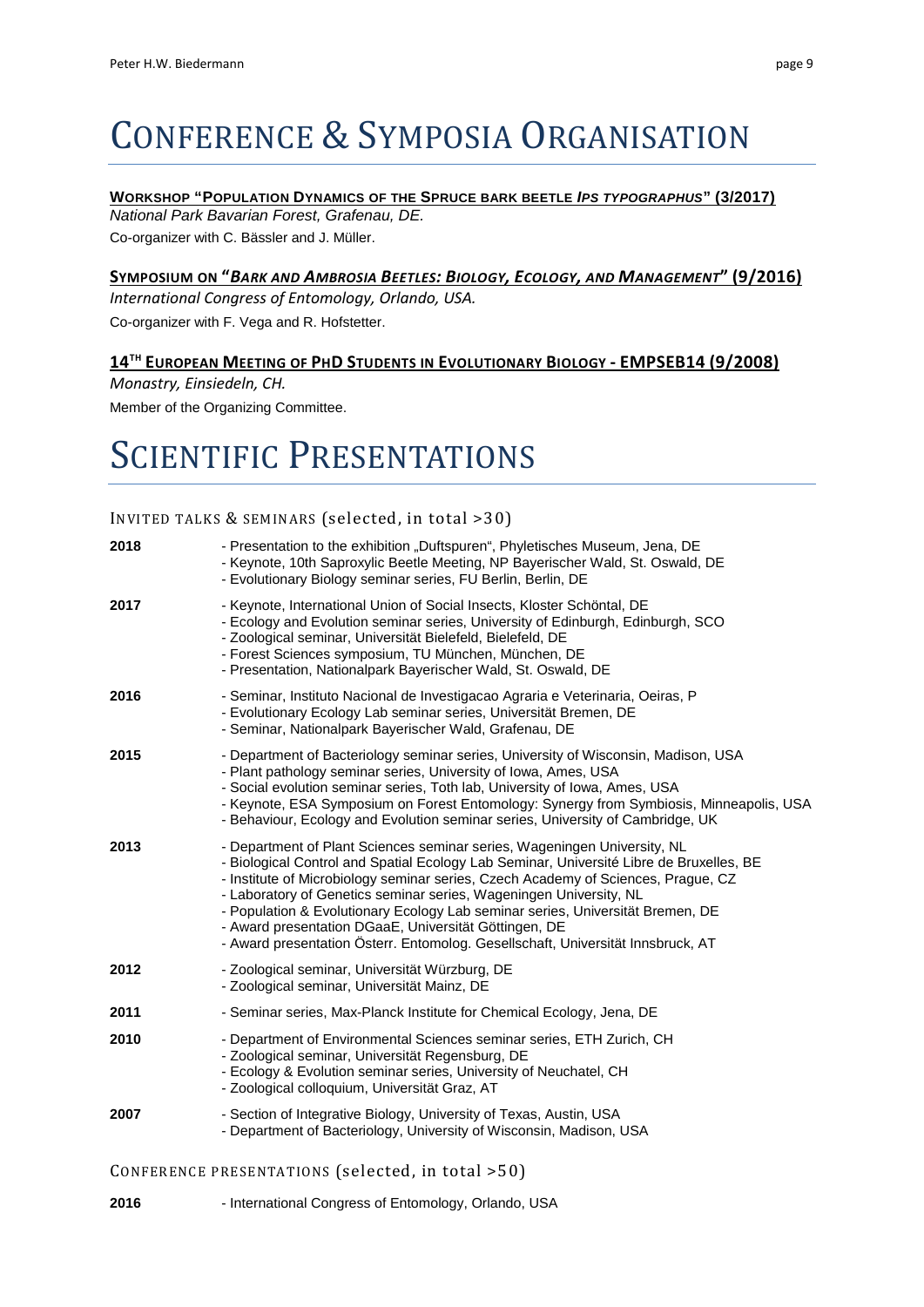# Conference & Symposia Organisation

**Workshop "Population Dynamics of the Spruce bark beetle *Ips typographus*" (3/2017)**

*National Park Bavarian Forest, Grafenau, DE.*

Co-organizer with C. Bässler and J. Müller.

**Symposium on "*Bark and Ambrosia Beetles: Biology, Ecology, and Management*" (9/2016)**

*International Congress of Entomology, Orlando, USA.*

Co-organizer with F. Vega and R. Hofstetter.

**14th European Meeting of PhD Students in Evolutionary Biology - EMPSEB14 (9/2008)**

*Monastry, Einsiedeln, CH.*

Member of the Organizing Committee.

# Scientific Presentations

## Invited talks & seminars (selected, in total >30)

**2018**
- Presentation to the exhibition „Duftspuren", Phyletisches Museum, Jena, DE
- Keynote, 10th Saproxylic Beetle Meeting, NP Bayerischer Wald, St. Oswald, DE
- Evolutionary Biology seminar series, FU Berlin, Berlin, DE

**2017**
- Keynote, International Union of Social Insects, Kloster Schöntal, DE
- Ecology and Evolution seminar series, University of Edinburgh, Edinburgh, SCO
- Zoological seminar, Universität Bielefeld, Bielefeld, DE
- Forest Sciences symposium, TU München, München, DE
- Presentation, Nationalpark Bayerischer Wald, St. Oswald, DE

**2016**
- Seminar, Instituto Nacional de Investigacao Agraria e Veterinaria, Oeiras, P
- Evolutionary Ecology Lab seminar series, Universität Bremen, DE
- Seminar, Nationalpark Bayerischer Wald, Grafenau, DE

**2015**
- Department of Bacteriology seminar series, University of Wisconsin, Madison, USA
- Plant pathology seminar series, University of Iowa, Ames, USA
- Social evolution seminar series, Toth lab, University of Iowa, Ames, USA
- Keynote, ESA Symposium on Forest Entomology: Synergy from Symbiosis, Minneapolis, USA
- Behaviour, Ecology and Evolution seminar series, University of Cambridge, UK

**2013**
- Department of Plant Sciences seminar series, Wageningen University, NL
- Biological Control and Spatial Ecology Lab Seminar, Université Libre de Bruxelles, BE
- Institute of Microbiology seminar series, Czech Academy of Sciences, Prague, CZ
- Laboratory of Genetics seminar series, Wageningen University, NL
- Population & Evolutionary Ecology Lab seminar series, Universität Bremen, DE
- Award presentation DGaaE, Universität Göttingen, DE
- Award presentation Österr. Entomolog. Gesellschaft, Universität Innsbruck, AT

**2012**
- Zoological seminar, Universität Würzburg, DE
- Zoological seminar, Universität Mainz, DE

**2011**
- Seminar series, Max-Planck Institute for Chemical Ecology, Jena, DE

**2010**
- Department of Environmental Sciences seminar series, ETH Zurich, CH
- Zoological seminar, Universität Regensburg, DE
- Ecology & Evolution seminar series, University of Neuchatel, CH
- Zoological colloquium, Universität Graz, AT

**2007**
- Section of Integrative Biology, University of Texas, Austin, USA
- Department of Bacteriology, University of Wisconsin, Madison, USA

## Conference presentations (selected, in total >50)

**2016**
- International Congress of Entomology, Orlando, USA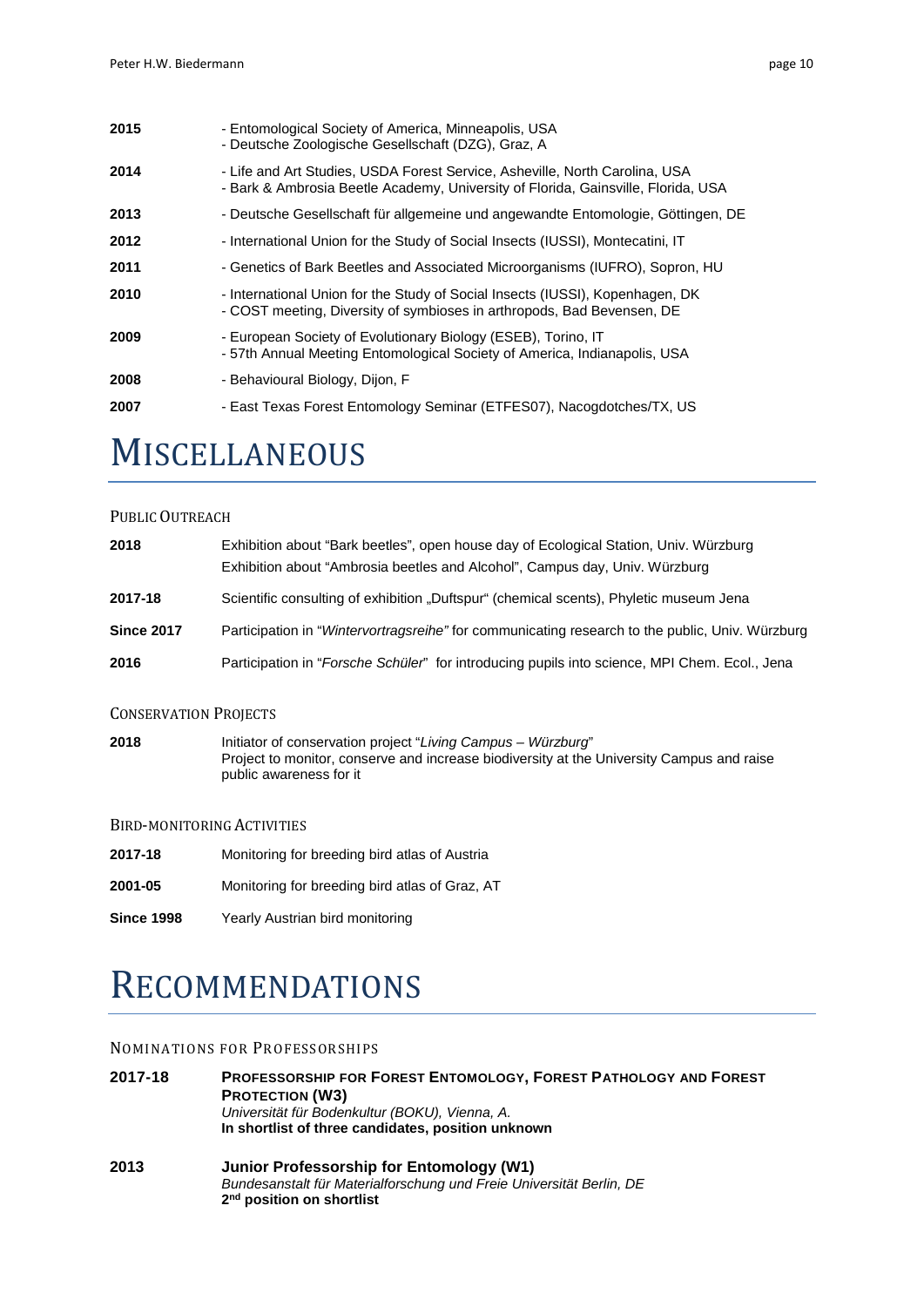| | |
|---|---|
| **2015** | - Entomological Society of America, Minneapolis, USA<br>- Deutsche Zoologische Gesellschaft (DZG), Graz, A |
| **2014** | - Life and Art Studies, USDA Forest Service, Asheville, North Carolina, USA<br>- Bark & Ambrosia Beetle Academy, University of Florida, Gainsville, Florida, USA |
| **2013** | - Deutsche Gesellschaft für allgemeine und angewandte Entomologie, Göttingen, DE |
| **2012** | - International Union for the Study of Social Insects (IUSSI), Montecatini, IT |
| **2011** | - Genetics of Bark Beetles and Associated Microorganisms (IUFRO), Sopron, HU |
| **2010** | - International Union for the Study of Social Insects (IUSSI), Kopenhagen, DK<br>- COST meeting, Diversity of symbioses in arthropods, Bad Bevensen, DE |
| **2009** | - European Society of Evolutionary Biology (ESEB), Torino, IT<br>- 57th Annual Meeting Entomological Society of America, Indianapolis, USA |
| **2008** | - Behavioural Biology, Dijon, F |
| **2007** | - East Texas Forest Entomology Seminar (ETFES07), Nacogdotches/TX, US |

# MISCELLANEOUS

## PUBLIC OUTREACH

| | |
|---|---|
| **2018** | Exhibition about "Bark beetles", open house day of Ecological Station, Univ. Würzburg<br>Exhibition about "Ambrosia beetles and Alcohol", Campus day, Univ. Würzburg |
| **2017-18** | Scientific consulting of exhibition „Duftspur" (chemical scents), Phyletic museum Jena |
| **Since 2017** | Participation in "*Wintervortragsreihe"* for communicating research to the public, Univ. Würzburg |
| **2016** | Participation in "*Forsche Schüler*" for introducing pupils into science, MPI Chem. Ecol., Jena |

## CONSERVATION PROJECTS

| | |
|---|---|
| **2018** | Initiator of conservation project "*Living Campus – Würzburg*"<br>Project to monitor, conserve and increase biodiversity at the University Campus and raise public awareness for it |

## BIRD-MONITORING ACTIVITIES

| | |
|---|---|
| **2017-18** | Monitoring for breeding bird atlas of Austria |
| **2001-05** | Monitoring for breeding bird atlas of Graz, AT |
| **Since 1998** | Yearly Austrian bird monitoring |

# RECOMMENDATIONS

## NOMINATIONS FOR PROFESSORSHIPS

| | |
|---|---|
| **2017-18** | **PROFESSORSHIP FOR FOREST ENTOMOLOGY, FOREST PATHOLOGY AND FOREST PROTECTION (W3)**<br>*Universität für Bodenkultur (BOKU), Vienna, A.*<br>**In shortlist of three candidates, position unknown** |
| **2013** | **Junior Professorship for Entomology (W1)**<br>*Bundesanstalt für Materialforschung und Freie Universität Berlin, DE*<br>**2nd position on shortlist** |